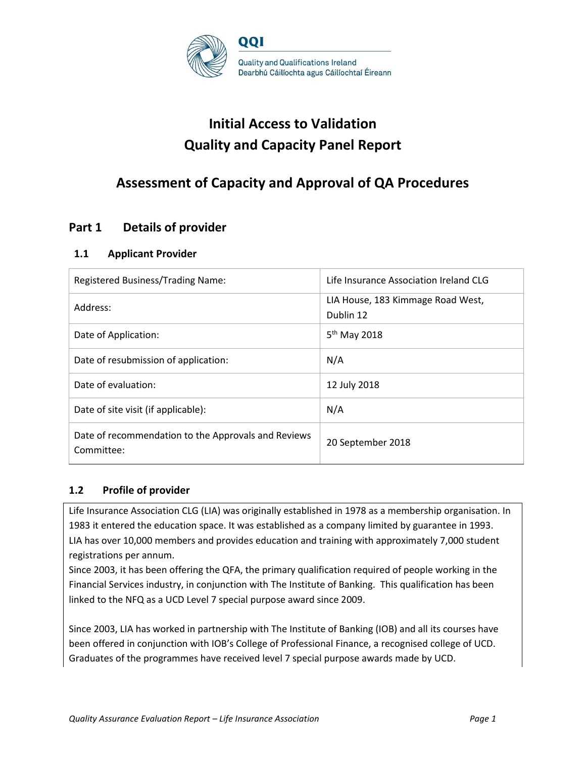QQI

Quality and Qualifications Ireland
Dearbhú Cáilíochta agus Cáilíochtaí Éireann

# Initial Access to Validation
# Quality and Capacity Panel Report

# Assessment of Capacity and Approval of QA Procedures

## Part 1 Details of provider

### 1.1 Applicant Provider

| | |
|---|---|
| Registered Business/Trading Name: | Life Insurance Association Ireland CLG |
| Address: | LIA House, 183 Kimmage Road West, Dublin 12 |
| Date of Application: | 5th May 2018 |
| Date of resubmission of application: | N/A |
| Date of evaluation: | 12 July 2018 |
| Date of site visit (if applicable): | N/A |
| Date of recommendation to the Approvals and Reviews Committee: | 20 September 2018 |

### 1.2 Profile of provider

Life Insurance Association CLG (LIA) was originally established in 1978 as a membership organisation. In 1983 it entered the education space. It was established as a company limited by guarantee in 1993. LIA has over 10,000 members and provides education and training with approximately 7,000 student registrations per annum.
Since 2003, it has been offering the QFA, the primary qualification required of people working in the Financial Services industry, in conjunction with The Institute of Banking. This qualification has been linked to the NFQ as a UCD Level 7 special purpose award since 2009.

Since 2003, LIA has worked in partnership with The Institute of Banking (IOB) and all its courses have been offered in conjunction with IOB's College of Professional Finance, a recognised college of UCD. Graduates of the programmes have received level 7 special purpose awards made by UCD.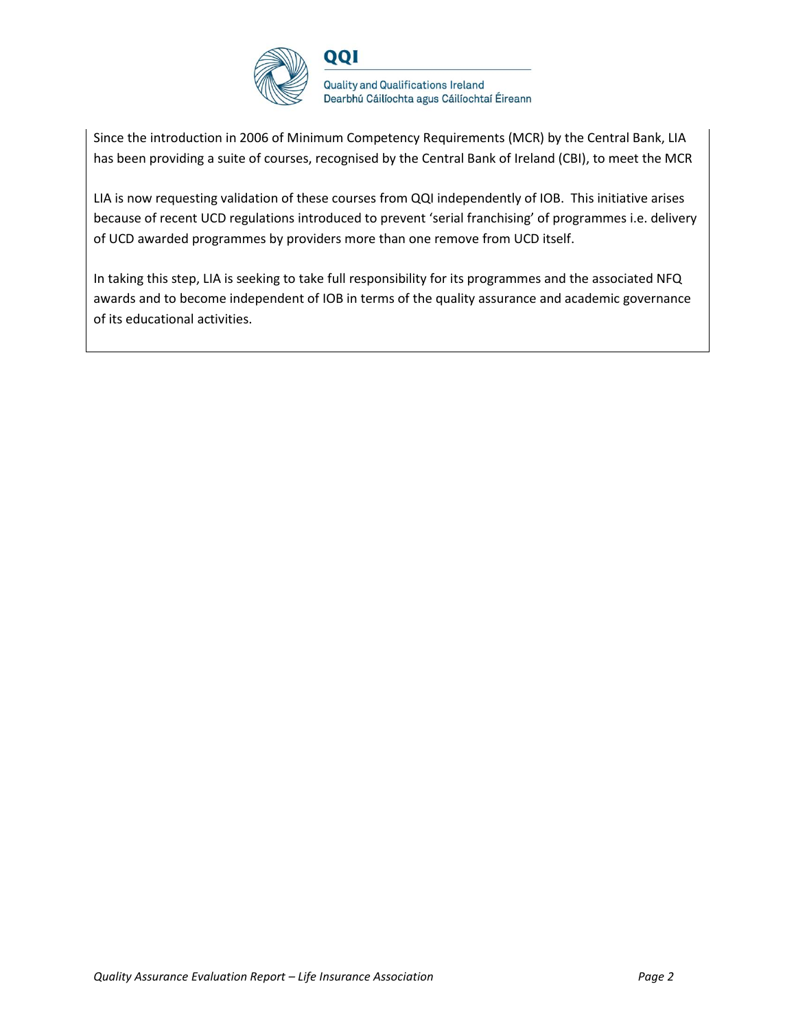Since the introduction in 2006 of Minimum Competency Requirements (MCR) by the Central Bank, LIA has been providing a suite of courses, recognised by the Central Bank of Ireland (CBI), to meet the MCR

LIA is now requesting validation of these courses from QQI independently of IOB. This initiative arises because of recent UCD regulations introduced to prevent 'serial franchising' of programmes i.e. delivery of UCD awarded programmes by providers more than one remove from UCD itself.

In taking this step, LIA is seeking to take full responsibility for its programmes and the associated NFQ awards and to become independent of IOB in terms of the quality assurance and academic governance of its educational activities.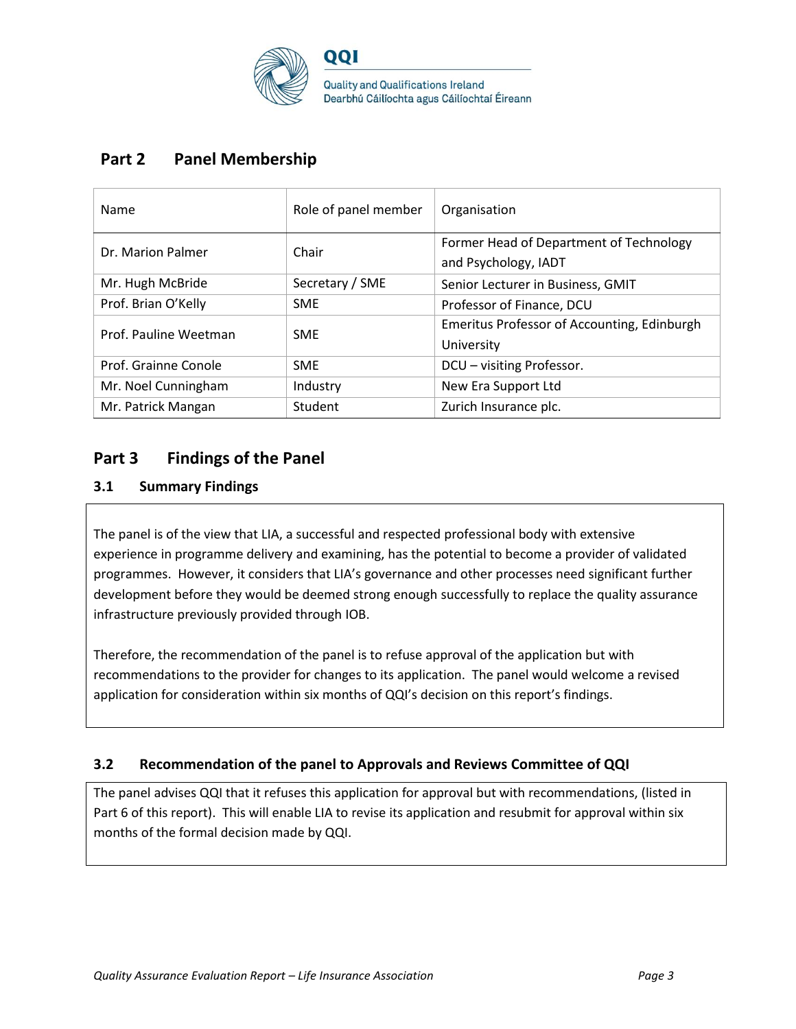## Part 2 Panel Membership

| Name | Role of panel member | Organisation |
|---|---|---|
| Dr. Marion Palmer | Chair | Former Head of Department of Technology and Psychology, IADT |
| Mr. Hugh McBride | Secretary / SME | Senior Lecturer in Business, GMIT |
| Prof. Brian O'Kelly | SME | Professor of Finance, DCU |
| Prof. Pauline Weetman | SME | Emeritus Professor of Accounting, Edinburgh University |
| Prof. Grainne Conole | SME | DCU – visiting Professor. |
| Mr. Noel Cunningham | Industry | New Era Support Ltd |
| Mr. Patrick Mangan | Student | Zurich Insurance plc. |

## Part 3 Findings of the Panel

### 3.1 Summary Findings

The panel is of the view that LIA, a successful and respected professional body with extensive experience in programme delivery and examining, has the potential to become a provider of validated programmes. However, it considers that LIA's governance and other processes need significant further development before they would be deemed strong enough successfully to replace the quality assurance infrastructure previously provided through IOB.

Therefore, the recommendation of the panel is to refuse approval of the application but with recommendations to the provider for changes to its application. The panel would welcome a revised application for consideration within six months of QQI's decision on this report's findings.

### 3.2 Recommendation of the panel to Approvals and Reviews Committee of QQI

The panel advises QQI that it refuses this application for approval but with recommendations, (listed in Part 6 of this report). This will enable LIA to revise its application and resubmit for approval within six months of the formal decision made by QQI.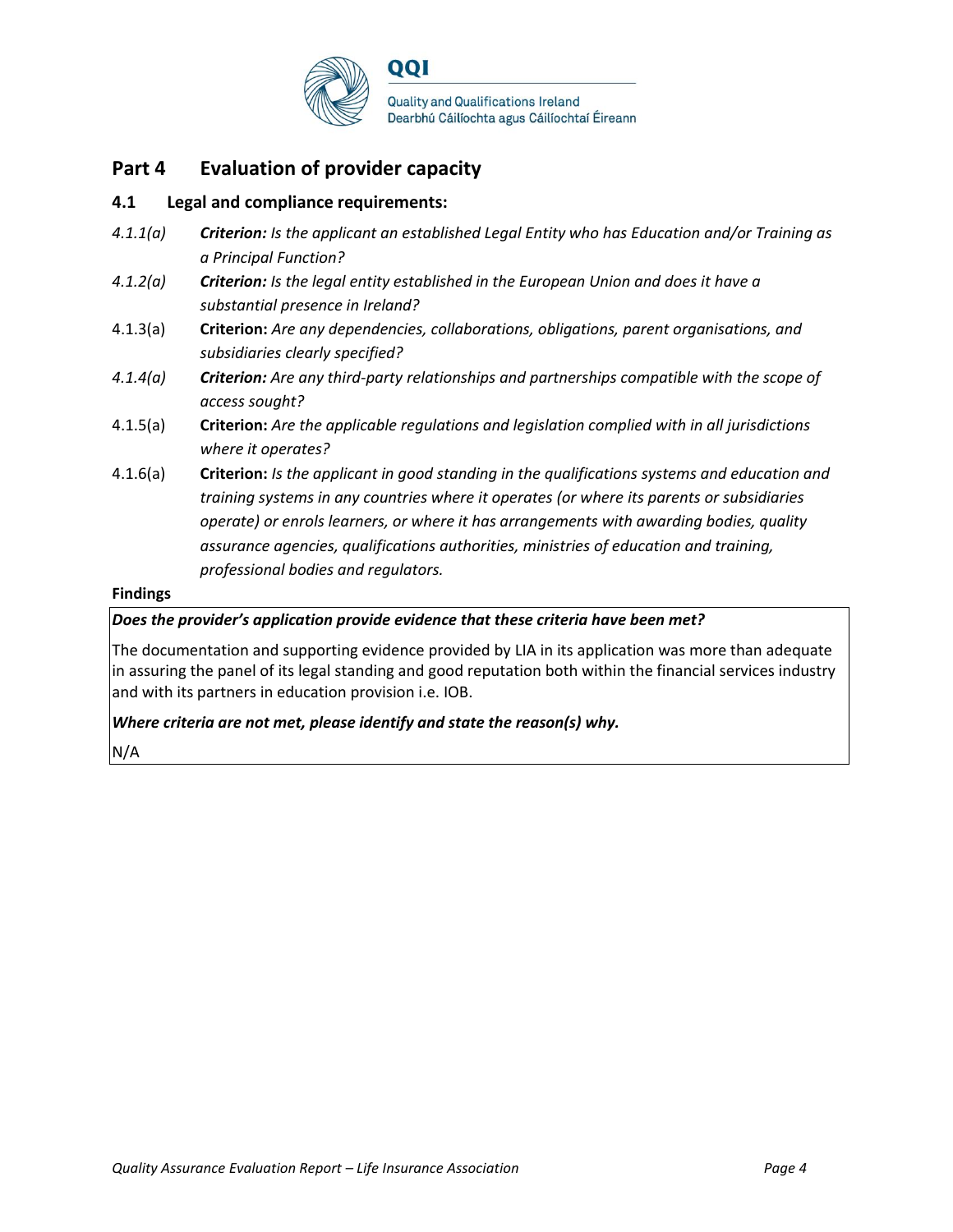## Part 4 Evaluation of provider capacity

### 4.1 Legal and compliance requirements:

*4.1.1(a)* ***Criterion:*** *Is the applicant an established Legal Entity who has Education and/or Training as a Principal Function?*

*4.1.2(a)* ***Criterion:*** *Is the legal entity established in the European Union and does it have a substantial presence in Ireland?*

4.1.3(a) **Criterion:** *Are any dependencies, collaborations, obligations, parent organisations, and subsidiaries clearly specified?*

*4.1.4(a)* ***Criterion:*** *Are any third-party relationships and partnerships compatible with the scope of access sought?*

4.1.5(a) **Criterion:** *Are the applicable regulations and legislation complied with in all jurisdictions where it operates?*

4.1.6(a) **Criterion:** *Is the applicant in good standing in the qualifications systems and education and training systems in any countries where it operates (or where its parents or subsidiaries operate) or enrols learners, or where it has arrangements with awarding bodies, quality assurance agencies, qualifications authorities, ministries of education and training, professional bodies and regulators.*

**Findings**

***Does the provider's application provide evidence that these criteria have been met?***

The documentation and supporting evidence provided by LIA in its application was more than adequate in assuring the panel of its legal standing and good reputation both within the financial services industry and with its partners in education provision i.e. IOB.

***Where criteria are not met, please identify and state the reason(s) why.***

N/A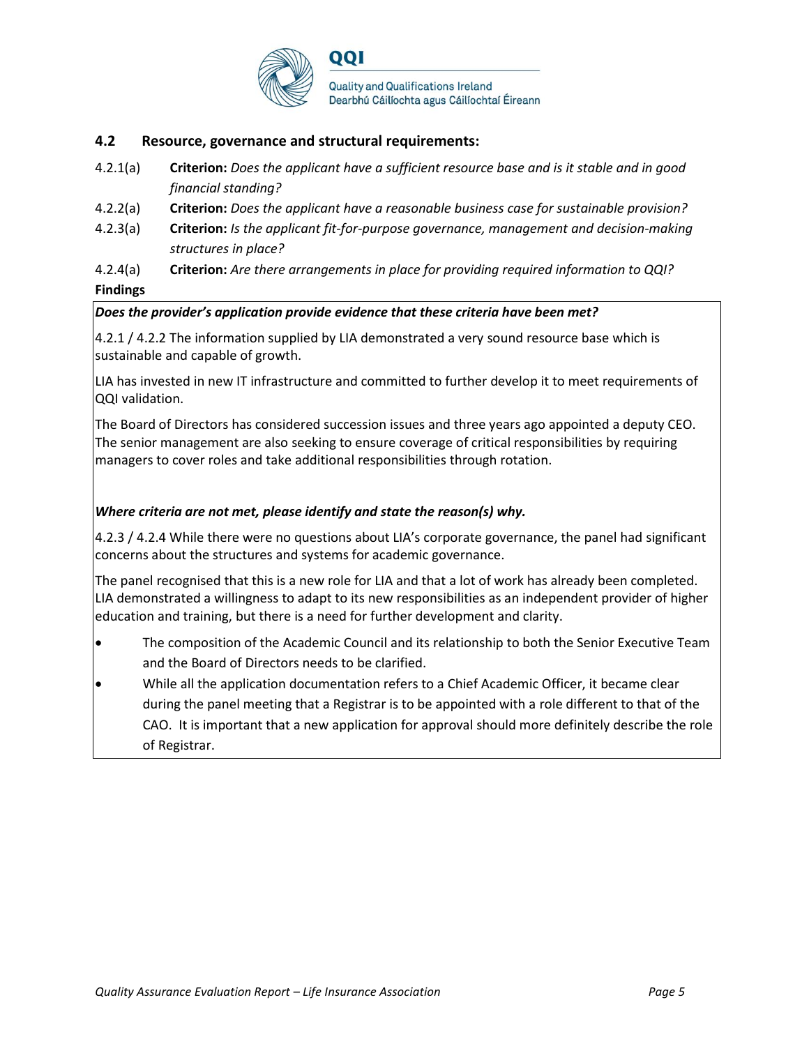### 4.2 Resource, governance and structural requirements:

4.2.1(a) **Criterion:** *Does the applicant have a sufficient resource base and is it stable and in good financial standing?*

4.2.2(a) **Criterion:** *Does the applicant have a reasonable business case for sustainable provision?*

4.2.3(a) **Criterion:** *Is the applicant fit-for-purpose governance, management and decision-making structures in place?*

4.2.4(a) **Criterion:** *Are there arrangements in place for providing required information to QQI?*

**Findings**

***Does the provider's application provide evidence that these criteria have been met?***

4.2.1 / 4.2.2 The information supplied by LIA demonstrated a very sound resource base which is sustainable and capable of growth.

LIA has invested in new IT infrastructure and committed to further develop it to meet requirements of QQI validation.

The Board of Directors has considered succession issues and three years ago appointed a deputy CEO. The senior management are also seeking to ensure coverage of critical responsibilities by requiring managers to cover roles and take additional responsibilities through rotation.

***Where criteria are not met, please identify and state the reason(s) why.***

4.2.3 / 4.2.4 While there were no questions about LIA's corporate governance, the panel had significant concerns about the structures and systems for academic governance.

The panel recognised that this is a new role for LIA and that a lot of work has already been completed. LIA demonstrated a willingness to adapt to its new responsibilities as an independent provider of higher education and training, but there is a need for further development and clarity.

- The composition of the Academic Council and its relationship to both the Senior Executive Team and the Board of Directors needs to be clarified.
- While all the application documentation refers to a Chief Academic Officer, it became clear during the panel meeting that a Registrar is to be appointed with a role different to that of the CAO. It is important that a new application for approval should more definitely describe the role of Registrar.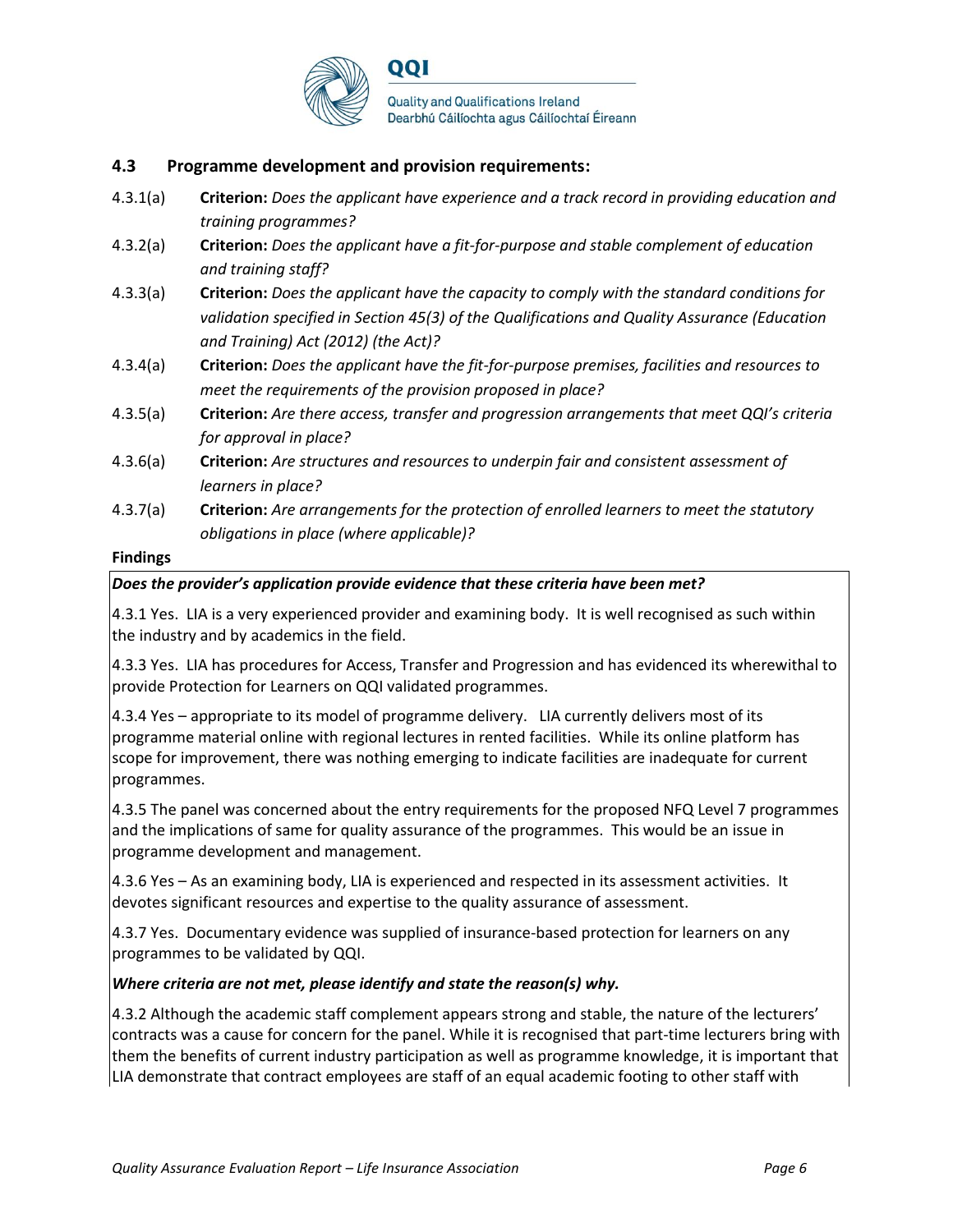### 4.3 Programme development and provision requirements:

4.3.1(a) **Criterion:** *Does the applicant have experience and a track record in providing education and training programmes?*

4.3.2(a) **Criterion:** *Does the applicant have a fit-for-purpose and stable complement of education and training staff?*

4.3.3(a) **Criterion:** *Does the applicant have the capacity to comply with the standard conditions for validation specified in Section 45(3) of the Qualifications and Quality Assurance (Education and Training) Act (2012) (the Act)?*

4.3.4(a) **Criterion:** *Does the applicant have the fit-for-purpose premises, facilities and resources to meet the requirements of the provision proposed in place?*

4.3.5(a) **Criterion:** *Are there access, transfer and progression arrangements that meet QQI's criteria for approval in place?*

4.3.6(a) **Criterion:** *Are structures and resources to underpin fair and consistent assessment of learners in place?*

4.3.7(a) **Criterion:** *Are arrangements for the protection of enrolled learners to meet the statutory obligations in place (where applicable)?*

**Findings**

***Does the provider's application provide evidence that these criteria have been met?***

4.3.1 Yes. LIA is a very experienced provider and examining body. It is well recognised as such within the industry and by academics in the field.

4.3.3 Yes. LIA has procedures for Access, Transfer and Progression and has evidenced its wherewithal to provide Protection for Learners on QQI validated programmes.

4.3.4 Yes – appropriate to its model of programme delivery. LIA currently delivers most of its programme material online with regional lectures in rented facilities. While its online platform has scope for improvement, there was nothing emerging to indicate facilities are inadequate for current programmes.

4.3.5 The panel was concerned about the entry requirements for the proposed NFQ Level 7 programmes and the implications of same for quality assurance of the programmes. This would be an issue in programme development and management.

4.3.6 Yes – As an examining body, LIA is experienced and respected in its assessment activities. It devotes significant resources and expertise to the quality assurance of assessment.

4.3.7 Yes. Documentary evidence was supplied of insurance-based protection for learners on any programmes to be validated by QQI.

***Where criteria are not met, please identify and state the reason(s) why.***

4.3.2 Although the academic staff complement appears strong and stable, the nature of the lecturers' contracts was a cause for concern for the panel. While it is recognised that part-time lecturers bring with them the benefits of current industry participation as well as programme knowledge, it is important that LIA demonstrate that contract employees are staff of an equal academic footing to other staff with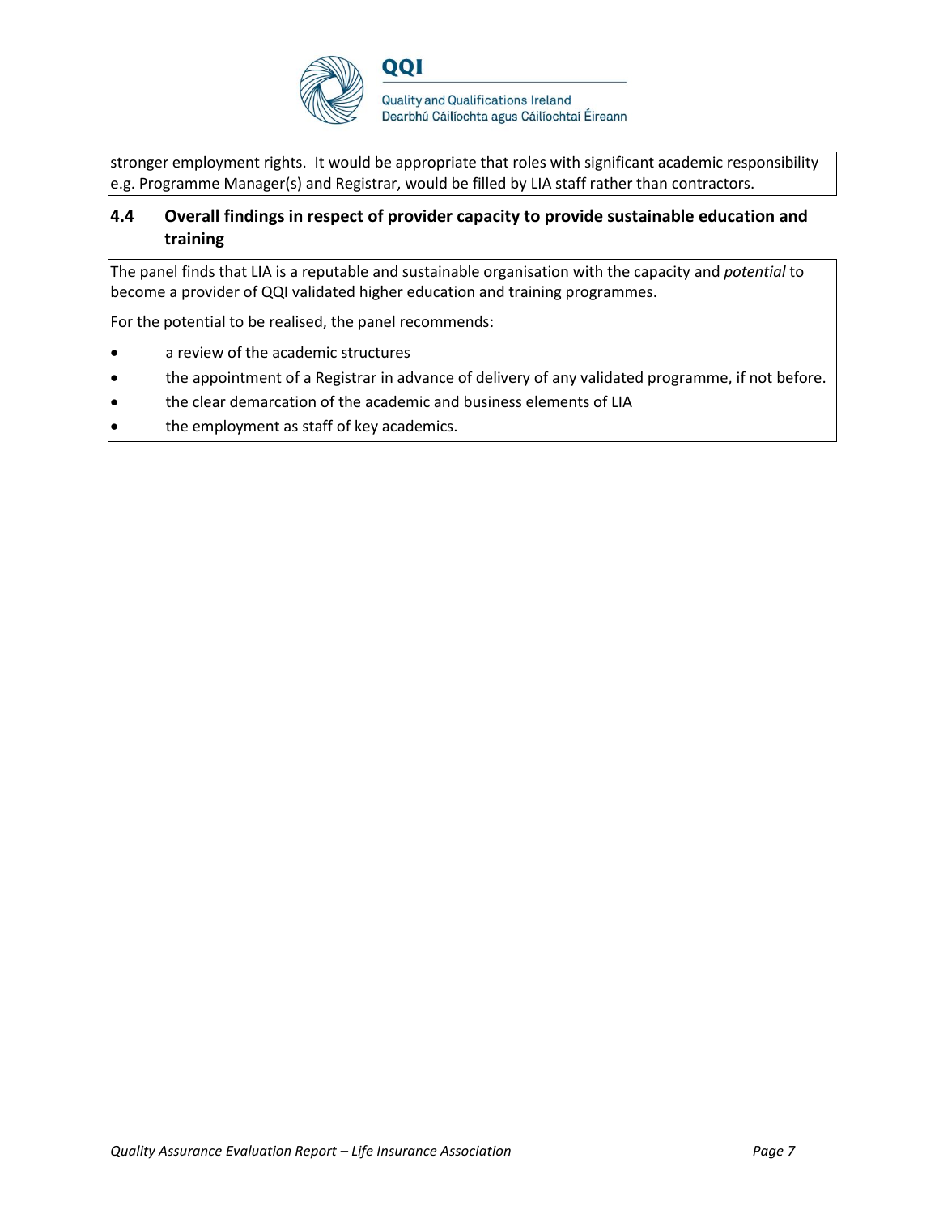stronger employment rights. It would be appropriate that roles with significant academic responsibility e.g. Programme Manager(s) and Registrar, would be filled by LIA staff rather than contractors.

### 4.4 Overall findings in respect of provider capacity to provide sustainable education and training

The panel finds that LIA is a reputable and sustainable organisation with the capacity and *potential* to become a provider of QQI validated higher education and training programmes.

For the potential to be realised, the panel recommends:

- a review of the academic structures
- the appointment of a Registrar in advance of delivery of any validated programme, if not before.
- the clear demarcation of the academic and business elements of LIA
- the employment as staff of key academics.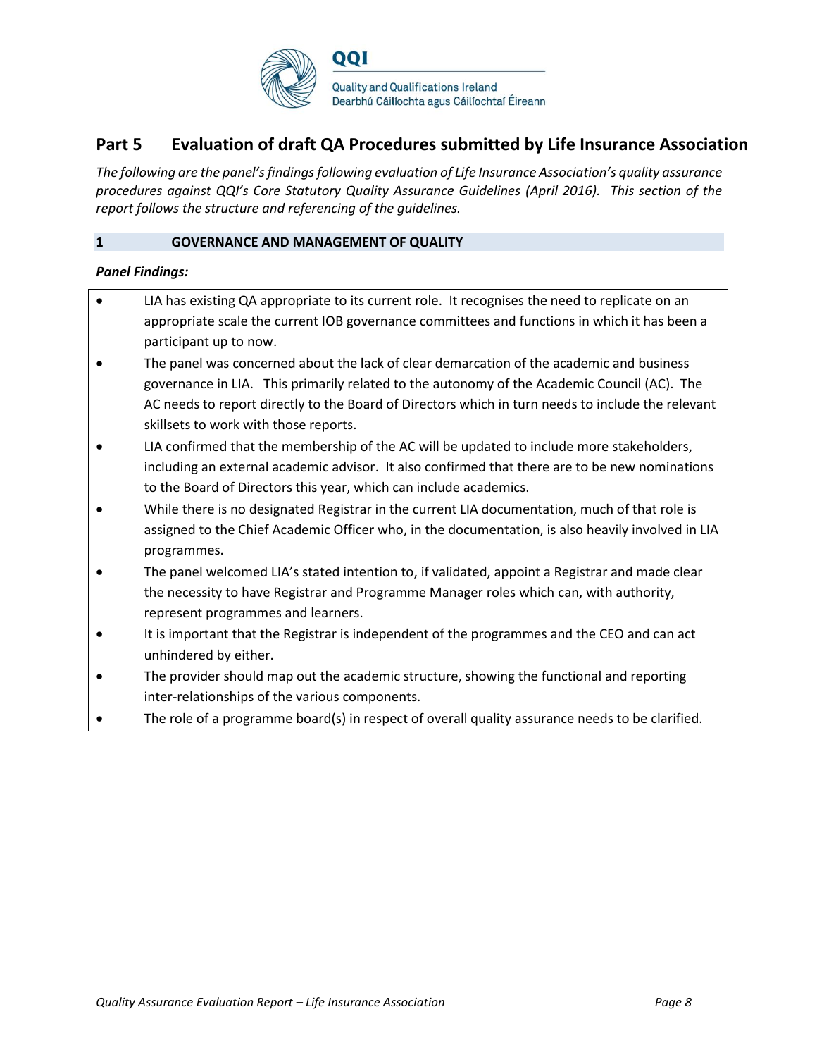## Part 5 Evaluation of draft QA Procedures submitted by Life Insurance Association

*The following are the panel's findings following evaluation of Life Insurance Association's quality assurance procedures against QQI's Core Statutory Quality Assurance Guidelines (April 2016). This section of the report follows the structure and referencing of the guidelines.*

### 1 GOVERNANCE AND MANAGEMENT OF QUALITY

***Panel Findings:***

- LIA has existing QA appropriate to its current role. It recognises the need to replicate on an appropriate scale the current IOB governance committees and functions in which it has been a participant up to now.
- The panel was concerned about the lack of clear demarcation of the academic and business governance in LIA. This primarily related to the autonomy of the Academic Council (AC). The AC needs to report directly to the Board of Directors which in turn needs to include the relevant skillsets to work with those reports.
- LIA confirmed that the membership of the AC will be updated to include more stakeholders, including an external academic advisor. It also confirmed that there are to be new nominations to the Board of Directors this year, which can include academics.
- While there is no designated Registrar in the current LIA documentation, much of that role is assigned to the Chief Academic Officer who, in the documentation, is also heavily involved in LIA programmes.
- The panel welcomed LIA's stated intention to, if validated, appoint a Registrar and made clear the necessity to have Registrar and Programme Manager roles which can, with authority, represent programmes and learners.
- It is important that the Registrar is independent of the programmes and the CEO and can act unhindered by either.
- The provider should map out the academic structure, showing the functional and reporting inter-relationships of the various components.
- The role of a programme board(s) in respect of overall quality assurance needs to be clarified.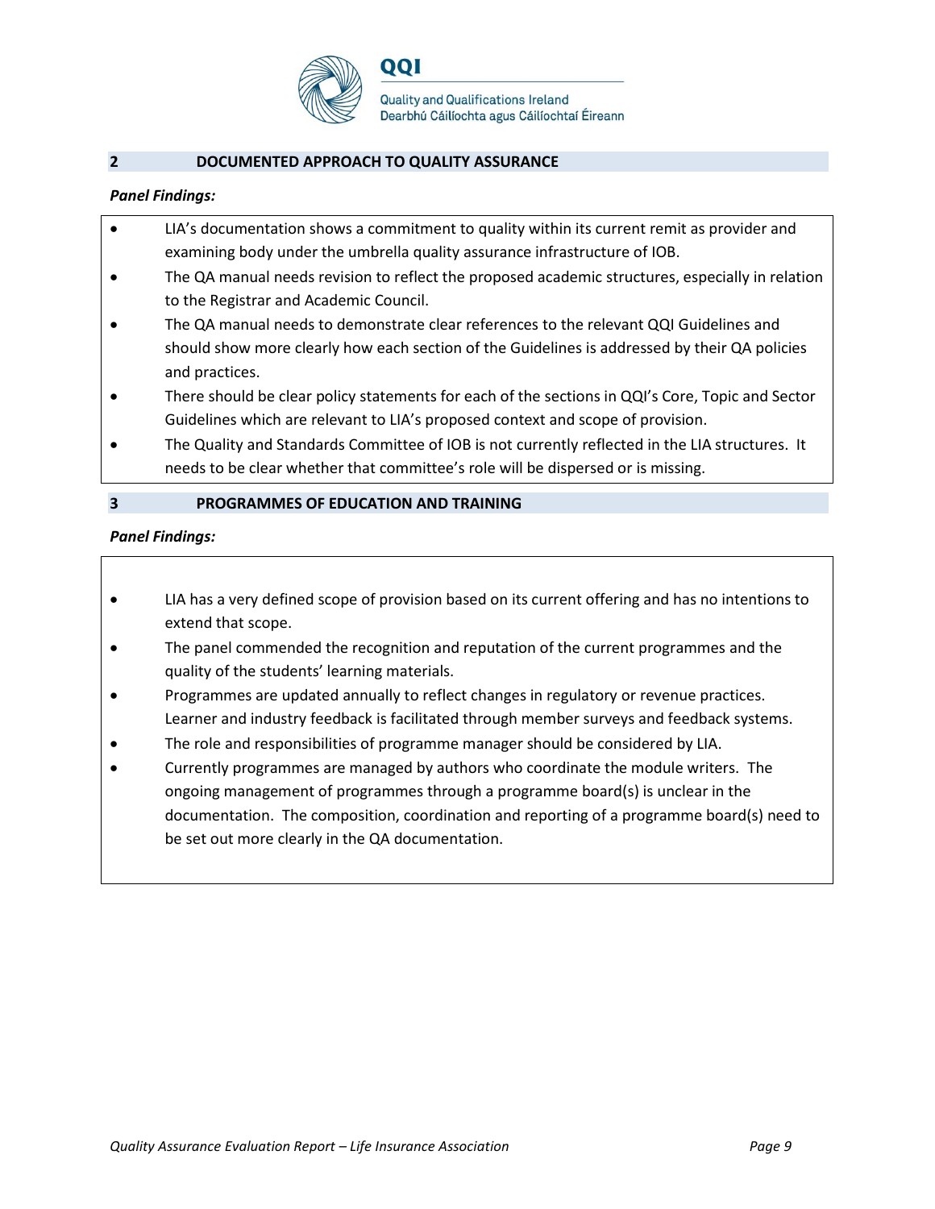## 2 DOCUMENTED APPROACH TO QUALITY ASSURANCE

***Panel Findings:***

- LIA's documentation shows a commitment to quality within its current remit as provider and examining body under the umbrella quality assurance infrastructure of IOB.
- The QA manual needs revision to reflect the proposed academic structures, especially in relation to the Registrar and Academic Council.
- The QA manual needs to demonstrate clear references to the relevant QQI Guidelines and should show more clearly how each section of the Guidelines is addressed by their QA policies and practices.
- There should be clear policy statements for each of the sections in QQI's Core, Topic and Sector Guidelines which are relevant to LIA's proposed context and scope of provision.
- The Quality and Standards Committee of IOB is not currently reflected in the LIA structures. It needs to be clear whether that committee's role will be dispersed or is missing.

## 3 PROGRAMMES OF EDUCATION AND TRAINING

***Panel Findings:***

- LIA has a very defined scope of provision based on its current offering and has no intentions to extend that scope.
- The panel commended the recognition and reputation of the current programmes and the quality of the students' learning materials.
- Programmes are updated annually to reflect changes in regulatory or revenue practices. Learner and industry feedback is facilitated through member surveys and feedback systems.
- The role and responsibilities of programme manager should be considered by LIA.
- Currently programmes are managed by authors who coordinate the module writers. The ongoing management of programmes through a programme board(s) is unclear in the documentation. The composition, coordination and reporting of a programme board(s) need to be set out more clearly in the QA documentation.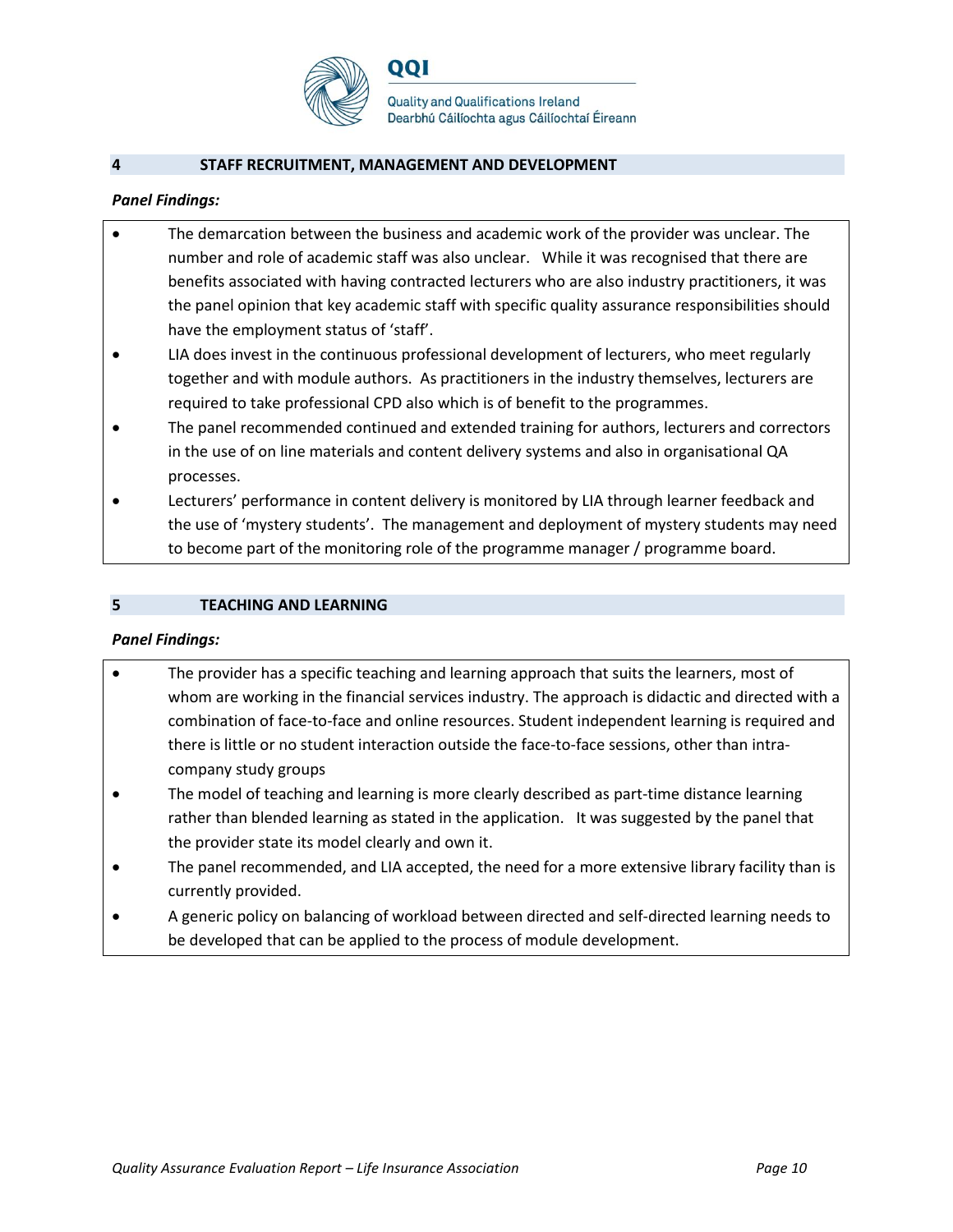## 4 STAFF RECRUITMENT, MANAGEMENT AND DEVELOPMENT

***Panel Findings:***

- The demarcation between the business and academic work of the provider was unclear. The number and role of academic staff was also unclear. While it was recognised that there are benefits associated with having contracted lecturers who are also industry practitioners, it was the panel opinion that key academic staff with specific quality assurance responsibilities should have the employment status of 'staff'.
- LIA does invest in the continuous professional development of lecturers, who meet regularly together and with module authors. As practitioners in the industry themselves, lecturers are required to take professional CPD also which is of benefit to the programmes.
- The panel recommended continued and extended training for authors, lecturers and correctors in the use of on line materials and content delivery systems and also in organisational QA processes.
- Lecturers' performance in content delivery is monitored by LIA through learner feedback and the use of 'mystery students'. The management and deployment of mystery students may need to become part of the monitoring role of the programme manager / programme board.

## 5 TEACHING AND LEARNING

***Panel Findings:***

- The provider has a specific teaching and learning approach that suits the learners, most of whom are working in the financial services industry. The approach is didactic and directed with a combination of face-to-face and online resources. Student independent learning is required and there is little or no student interaction outside the face-to-face sessions, other than intra-company study groups
- The model of teaching and learning is more clearly described as part-time distance learning rather than blended learning as stated in the application. It was suggested by the panel that the provider state its model clearly and own it.
- The panel recommended, and LIA accepted, the need for a more extensive library facility than is currently provided.
- A generic policy on balancing of workload between directed and self-directed learning needs to be developed that can be applied to the process of module development.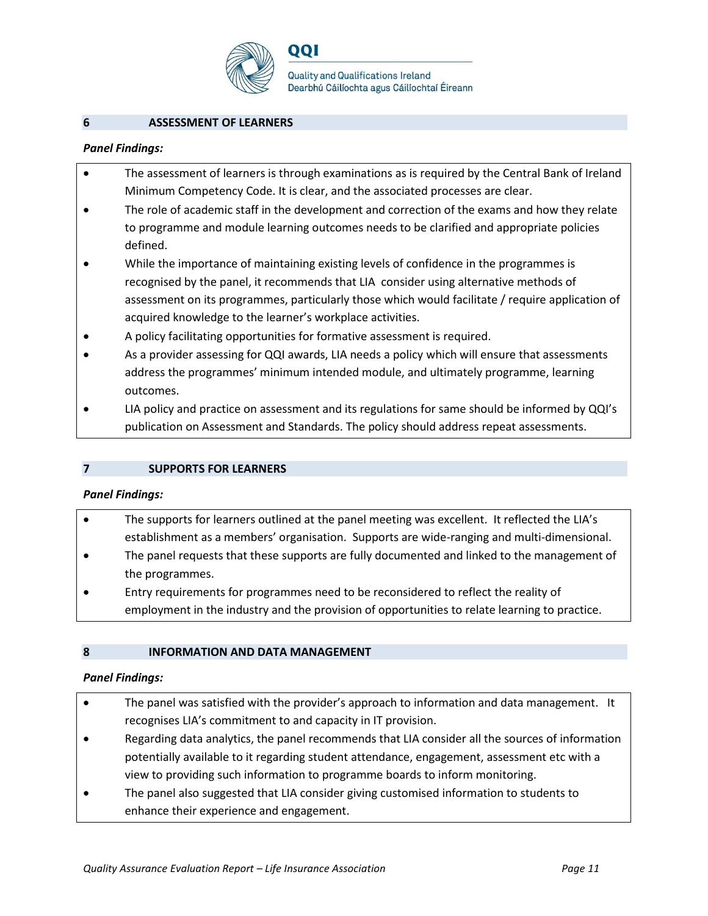## 6 ASSESSMENT OF LEARNERS

***Panel Findings:***

- The assessment of learners is through examinations as is required by the Central Bank of Ireland Minimum Competency Code. It is clear, and the associated processes are clear.
- The role of academic staff in the development and correction of the exams and how they relate to programme and module learning outcomes needs to be clarified and appropriate policies defined.
- While the importance of maintaining existing levels of confidence in the programmes is recognised by the panel, it recommends that LIA consider using alternative methods of assessment on its programmes, particularly those which would facilitate / require application of acquired knowledge to the learner's workplace activities.
- A policy facilitating opportunities for formative assessment is required.
- As a provider assessing for QQI awards, LIA needs a policy which will ensure that assessments address the programmes' minimum intended module, and ultimately programme, learning outcomes.
- LIA policy and practice on assessment and its regulations for same should be informed by QQI's publication on Assessment and Standards. The policy should address repeat assessments.

## 7 SUPPORTS FOR LEARNERS

***Panel Findings:***

- The supports for learners outlined at the panel meeting was excellent. It reflected the LIA's establishment as a members' organisation. Supports are wide-ranging and multi-dimensional.
- The panel requests that these supports are fully documented and linked to the management of the programmes.
- Entry requirements for programmes need to be reconsidered to reflect the reality of employment in the industry and the provision of opportunities to relate learning to practice.

## 8 INFORMATION AND DATA MANAGEMENT

***Panel Findings:***

- The panel was satisfied with the provider's approach to information and data management. It recognises LIA's commitment to and capacity in IT provision.
- Regarding data analytics, the panel recommends that LIA consider all the sources of information potentially available to it regarding student attendance, engagement, assessment etc with a view to providing such information to programme boards to inform monitoring.
- The panel also suggested that LIA consider giving customised information to students to enhance their experience and engagement.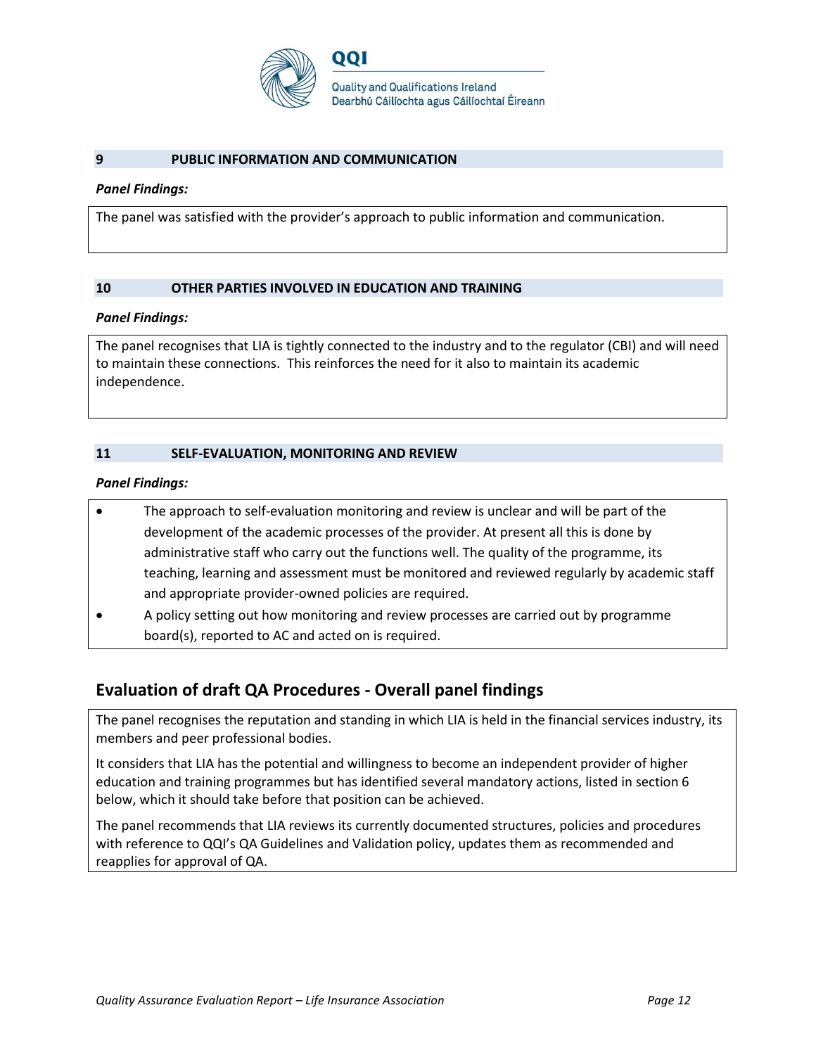### 9 PUBLIC INFORMATION AND COMMUNICATION

***Panel Findings:***

The panel was satisfied with the provider's approach to public information and communication.

### 10 OTHER PARTIES INVOLVED IN EDUCATION AND TRAINING

***Panel Findings:***

The panel recognises that LIA is tightly connected to the industry and to the regulator (CBI) and will need to maintain these connections. This reinforces the need for it also to maintain its academic independence.

### 11 SELF-EVALUATION, MONITORING AND REVIEW

***Panel Findings:***

- The approach to self-evaluation monitoring and review is unclear and will be part of the development of the academic processes of the provider. At present all this is done by administrative staff who carry out the functions well. The quality of the programme, its teaching, learning and assessment must be monitored and reviewed regularly by academic staff and appropriate provider-owned policies are required.
- A policy setting out how monitoring and review processes are carried out by programme board(s), reported to AC and acted on is required.

## Evaluation of draft QA Procedures - Overall panel findings

The panel recognises the reputation and standing in which LIA is held in the financial services industry, its members and peer professional bodies.

It considers that LIA has the potential and willingness to become an independent provider of higher education and training programmes but has identified several mandatory actions, listed in section 6 below, which it should take before that position can be achieved.

The panel recommends that LIA reviews its currently documented structures, policies and procedures with reference to QQI's QA Guidelines and Validation policy, updates them as recommended and reapplies for approval of QA.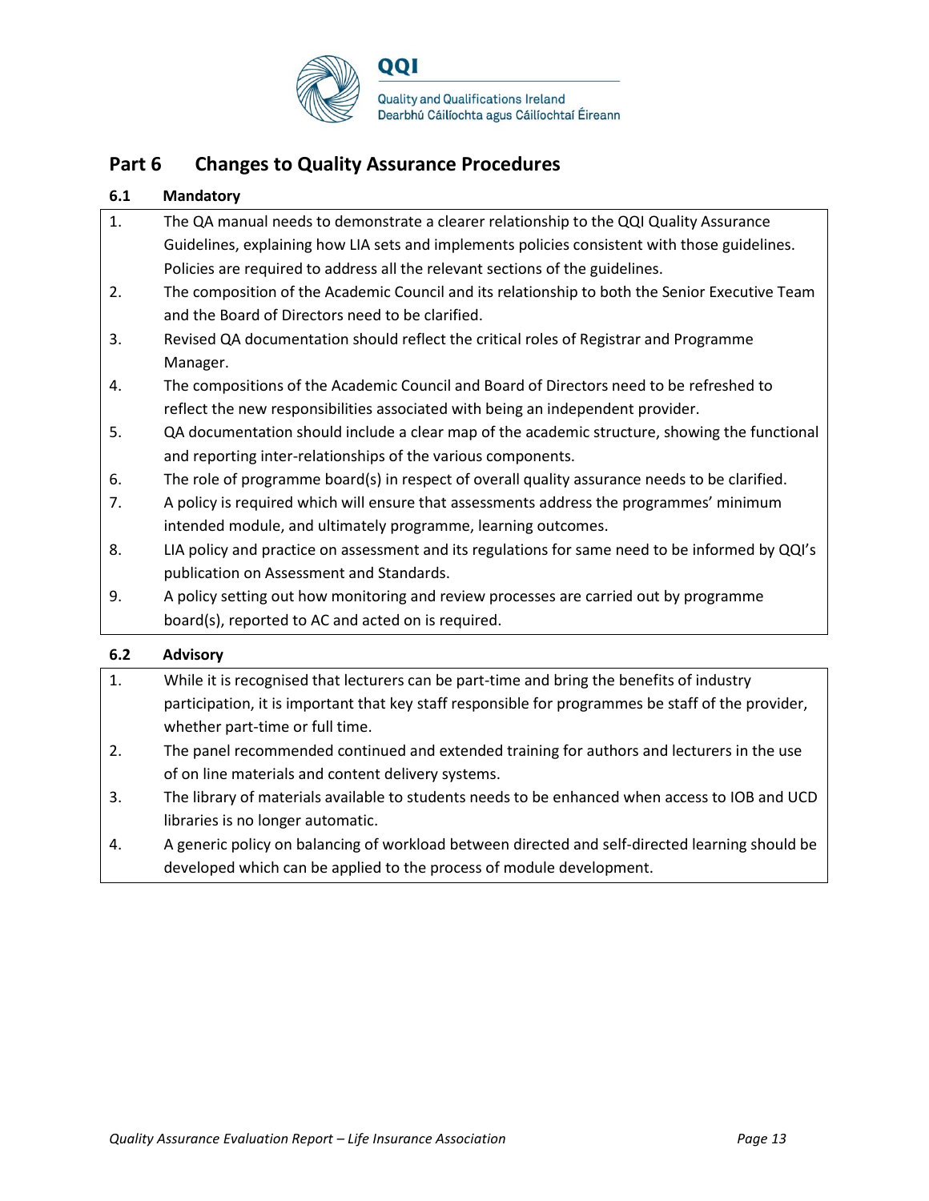## Part 6 Changes to Quality Assurance Procedures

### 6.1 Mandatory

1. The QA manual needs to demonstrate a clearer relationship to the QQI Quality Assurance Guidelines, explaining how LIA sets and implements policies consistent with those guidelines. Policies are required to address all the relevant sections of the guidelines.
2. The composition of the Academic Council and its relationship to both the Senior Executive Team and the Board of Directors need to be clarified.
3. Revised QA documentation should reflect the critical roles of Registrar and Programme Manager.
4. The compositions of the Academic Council and Board of Directors need to be refreshed to reflect the new responsibilities associated with being an independent provider.
5. QA documentation should include a clear map of the academic structure, showing the functional and reporting inter-relationships of the various components.
6. The role of programme board(s) in respect of overall quality assurance needs to be clarified.
7. A policy is required which will ensure that assessments address the programmes' minimum intended module, and ultimately programme, learning outcomes.
8. LIA policy and practice on assessment and its regulations for same need to be informed by QQI's publication on Assessment and Standards.
9. A policy setting out how monitoring and review processes are carried out by programme board(s), reported to AC and acted on is required.

### 6.2 Advisory

1. While it is recognised that lecturers can be part-time and bring the benefits of industry participation, it is important that key staff responsible for programmes be staff of the provider, whether part-time or full time.
2. The panel recommended continued and extended training for authors and lecturers in the use of on line materials and content delivery systems.
3. The library of materials available to students needs to be enhanced when access to IOB and UCD libraries is no longer automatic.
4. A generic policy on balancing of workload between directed and self-directed learning should be developed which can be applied to the process of module development.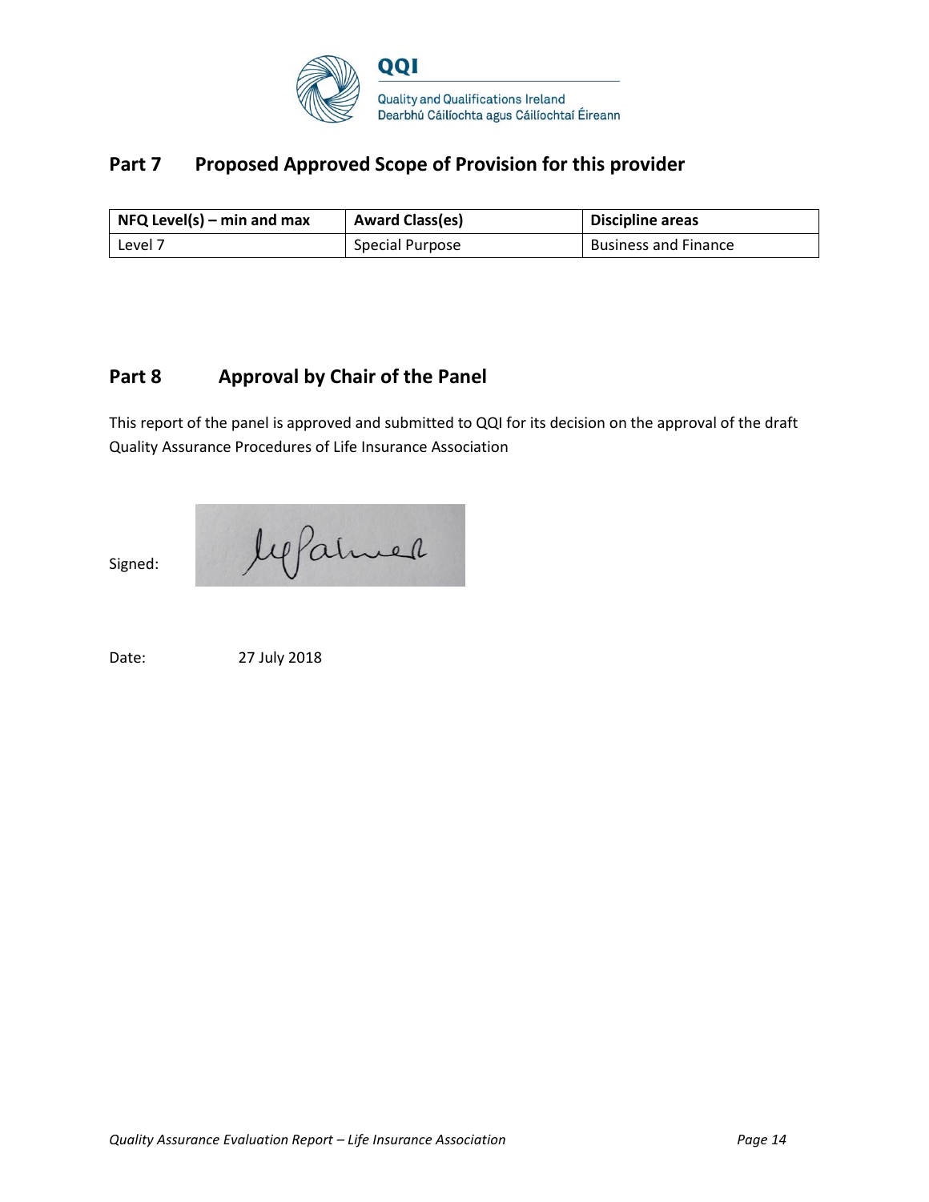## Part 7 Proposed Approved Scope of Provision for this provider

| NFQ Level(s) – min and max | Award Class(es) | Discipline areas |
|---|---|---|
| Level 7 | Special Purpose | Business and Finance |

## Part 8 Approval by Chair of the Panel

This report of the panel is approved and submitted to QQI for its decision on the approval of the draft Quality Assurance Procedures of Life Insurance Association

Signed:

Date: 27 July 2018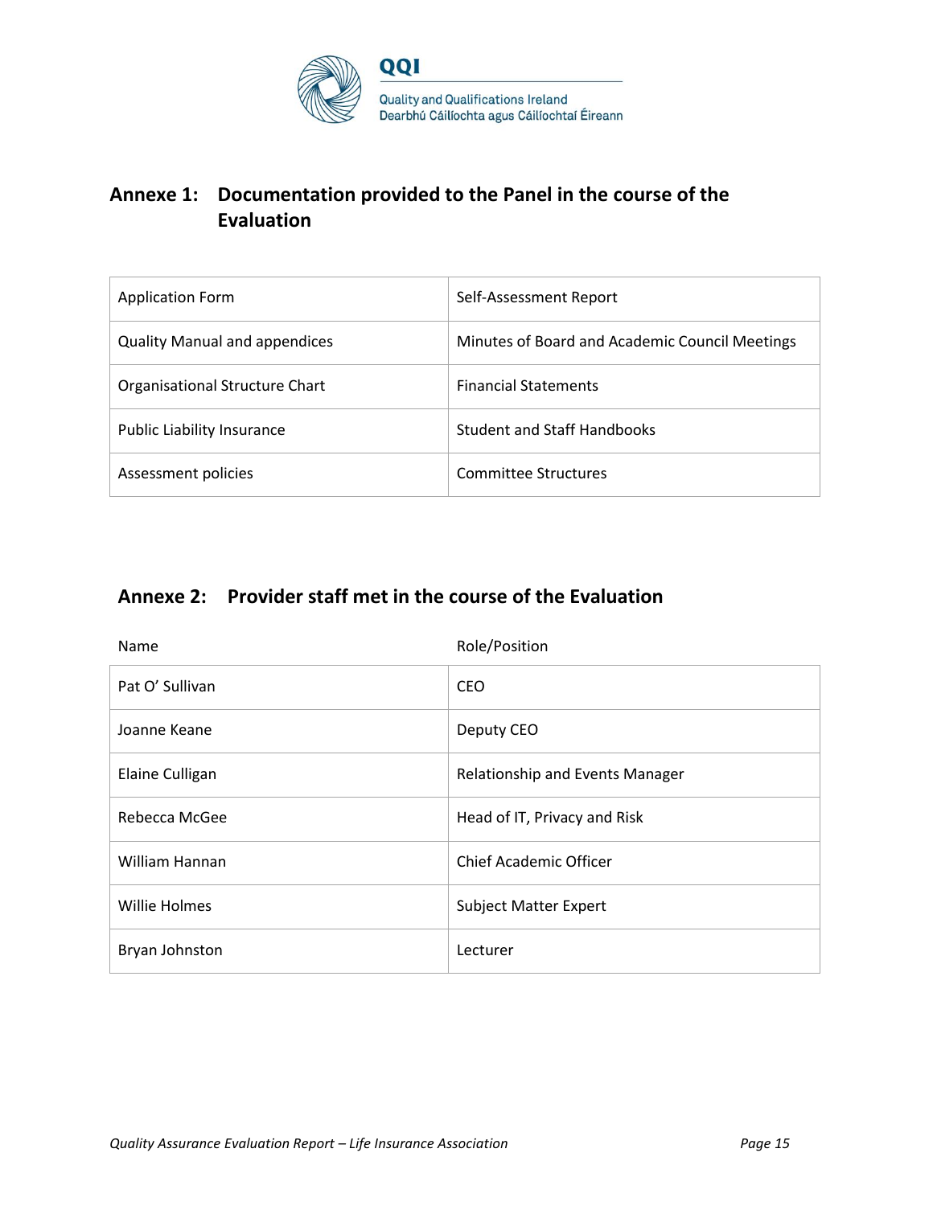## Annexe 1: Documentation provided to the Panel in the course of the Evaluation

| | |
|---|---|
| Application Form | Self-Assessment Report |
| Quality Manual and appendices | Minutes of Board and Academic Council Meetings |
| Organisational Structure Chart | Financial Statements |
| Public Liability Insurance | Student and Staff Handbooks |
| Assessment policies | Committee Structures |

## Annexe 2: Provider staff met in the course of the Evaluation

| Name | Role/Position |
|---|---|
| Pat O' Sullivan | CEO |
| Joanne Keane | Deputy CEO |
| Elaine Culligan | Relationship and Events Manager |
| Rebecca McGee | Head of IT, Privacy and Risk |
| William Hannan | Chief Academic Officer |
| Willie Holmes | Subject Matter Expert |
| Bryan Johnston | Lecturer |